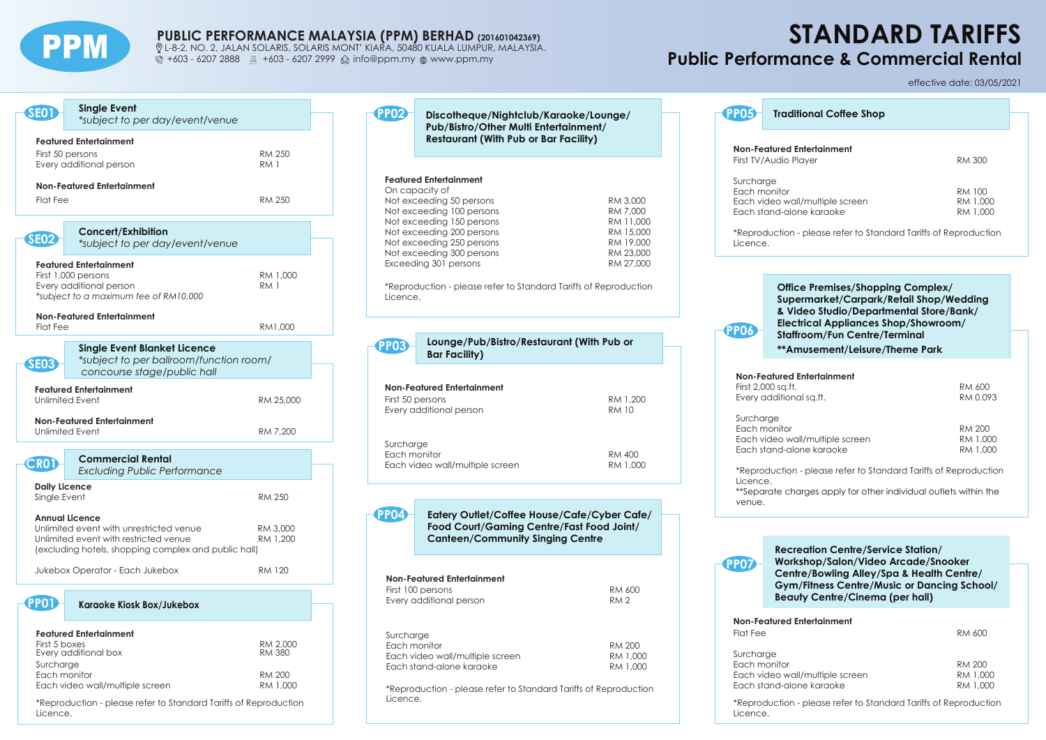# PUBLIC PERFORMANCE MALAYSIA (PPM) BERHAD (201601042369)

L-8-2, NO. 2, JALAN SOLARIS, SOLARIS MONT' KIARA, 50480 KUALA LUMPUR, MALAYSIA.
+603 - 6207 2888 +603 - 6207 2999 info@ppm.my www.ppm.my

# STANDARD TARIFFS

## Public Performance & Commercial Rental

effective date: 03/05/2021

### SE01 Single Event

*subject to per day/event/venue

**Featured Entertainment**

| | |
|---|---|
| First 50 persons | RM 250 |
| Every additional person | RM 1 |

**Non-Featured Entertainment**

| | |
|---|---|
| Flat Fee | RM 250 |

### SE02 Concert/Exhibition

*subject to per day/event/venue

**Featured Entertainment**

| | |
|---|---|
| First 1,000 persons | RM 1,000 |
| Every additional person | RM 1 |

*subject to a maximum fee of RM10,000

**Non-Featured Entertainment**

| | |
|---|---|
| Flat Fee | RM1,000 |

### SE03 Single Event Blanket Licence

*subject to per ballroom/function room/ concourse stage/public hall

**Featured Entertainment**

| | |
|---|---|
| Unlimited Event | RM 25,000 |

**Non-Featured Entertainment**

| | |
|---|---|
| Unlimited Event | RM 7,200 |

### CR01 Commercial Rental

*Excluding Public Performance*

**Daily Licence**

| | |
|---|---|
| Single Event | RM 250 |

**Annual Licence**

| | |
|---|---|
| Unlimited event with unrestricted venue | RM 3,000 |
| Unlimited event with restricted venue | RM 1,200 |

(excluding hotels, shopping complex and public hall)

| | |
|---|---|
| Jukebox Operator - Each Jukebox | RM 120 |

### PP01 Karaoke Kiosk Box/Jukebox

**Featured Entertainment**

| | |
|---|---|
| First 5 boxes | RM 2,000 |
| Every additional box | RM 380 |

Surcharge

| | |
|---|---|
| Each monitor | RM 200 |
| Each video wall/multiple screen | RM 1,000 |

*Reproduction - please refer to Standard Tariffs of Reproduction Licence.

### PP02 Discotheque/Nightclub/Karaoke/Lounge/ Pub/Bistro/Other Multi Entertainment/ Restaurant (With Pub or Bar Facility)

**Featured Entertainment**

On capacity of

| | |
|---|---|
| Not exceeding 50 persons | RM 3,000 |
| Not exceeding 100 persons | RM 7,000 |
| Not exceeding 150 persons | RM 11,000 |
| Not exceeding 200 persons | RM 15,000 |
| Not exceeding 250 persons | RM 19,000 |
| Not exceeding 300 persons | RM 23,000 |
| Exceeding 301 persons | RM 27,000 |

*Reproduction - please refer to Standard Tariffs of Reproduction Licence.

### PP03 Lounge/Pub/Bistro/Restaurant (With Pub or Bar Facility)

**Non-Featured Entertainment**

| | |
|---|---|
| First 50 persons | RM 1,200 |
| Every additional person | RM 10 |

Surcharge

| | |
|---|---|
| Each monitor | RM 400 |
| Each video wall/multiple screen | RM 1,000 |

### PP04 Eatery Outlet/Coffee House/Cafe/Cyber Cafe/ Food Court/Gaming Centre/Fast Food Joint/ Canteen/Community Singing Centre

**Non-Featured Entertainment**

| | |
|---|---|
| First 100 persons | RM 600 |
| Every additional person | RM 2 |

Surcharge

| | |
|---|---|
| Each monitor | RM 200 |
| Each video wall/multiple screen | RM 1,000 |
| Each stand-alone karaoke | RM 1,000 |

*Reproduction - please refer to Standard Tariffs of Reproduction Licence.

### PP05 Traditional Coffee Shop

**Non-Featured Entertainment**

| | |
|---|---|
| First TV/Audio Player | RM 300 |

Surcharge

| | |
|---|---|
| Each monitor | RM 100 |
| Each video wall/multiple screen | RM 1,000 |
| Each stand-alone karaoke | RM 1,000 |

*Reproduction - please refer to Standard Tariffs of Reproduction Licence.

### PP06 Office Premises/Shopping Complex/ Supermarket/Carpark/Retail Shop/Wedding & Video Studio/Departmental Store/Bank/ Electrical Appliances Shop/Showroom/ Staffroom/Fun Centre/Terminal **Amusement/Leisure/Theme Park

**Non-Featured Entertainment**

| | |
|---|---|
| First 2,000 sq.ft. | RM 600 |
| Every additional sq.ft. | RM 0.093 |

Surcharge

| | |
|---|---|
| Each monitor | RM 200 |
| Each video wall/multiple screen | RM 1,000 |
| Each stand-alone karaoke | RM 1,000 |

*Reproduction - please refer to Standard Tariffs of Reproduction Licence.
**Separate charges apply for other individual outlets within the venue.

### PP07 Recreation Centre/Service Station/ Workshop/Salon/Video Arcade/Snooker Centre/Bowling Alley/Spa & Health Centre/ Gym/Fitness Centre/Music or Dancing School/ Beauty Centre/Cinema (per hall)

**Non-Featured Entertainment**

| | |
|---|---|
| Flat Fee | RM 600 |

Surcharge

| | |
|---|---|
| Each monitor | RM 200 |
| Each video wall/multiple screen | RM 1,000 |
| Each stand-alone karaoke | RM 1,000 |

*Reproduction - please refer to Standard Tariffs of Reproduction Licence.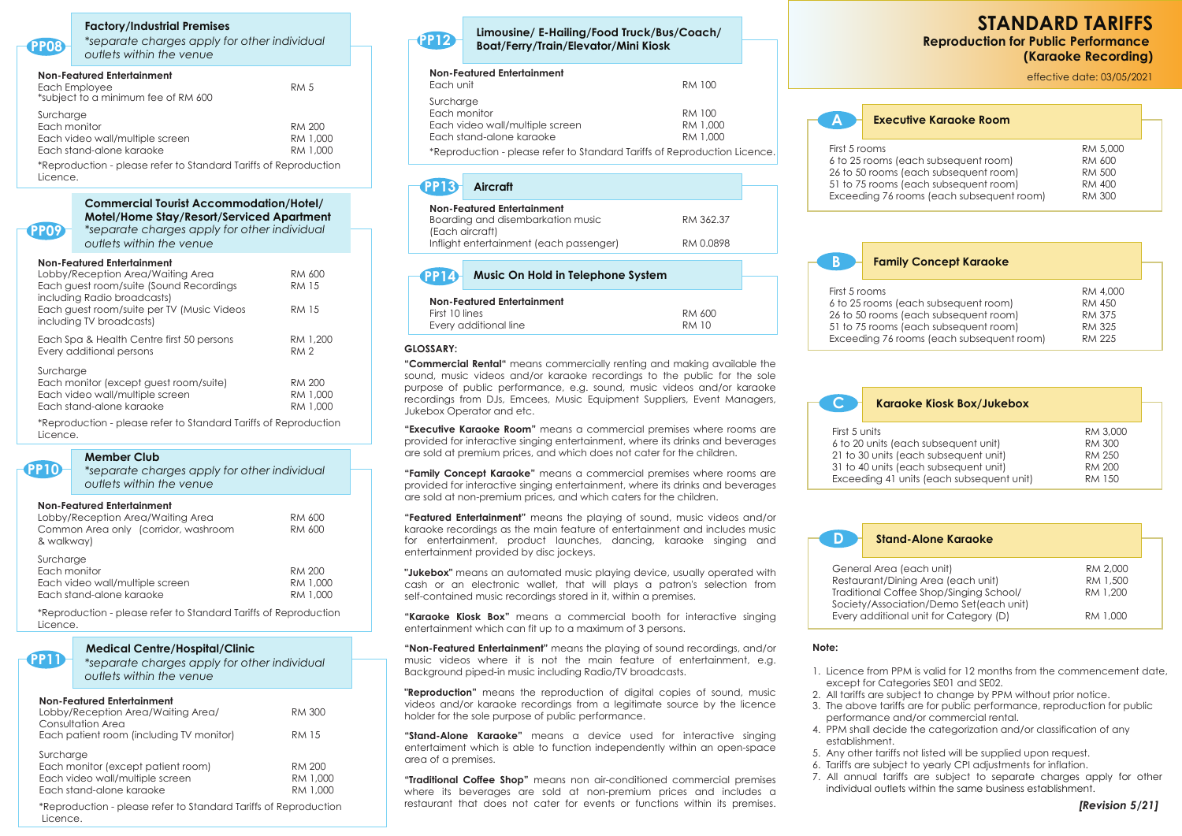# STANDARD TARIFFS

## Reproduction for Public Performance (Karaoke Recording)

effective date: 03/05/2021

## PP08 Factory/Industrial Premises

*\*separate charges apply for other individual outlets within the venue*

**Non-Featured Entertainment**

| | |
|---|---|
| Each Employee<br>*subject to a minimum fee of RM 600 | RM 5 |
| Surcharge | |
| Each monitor | RM 200 |
| Each video wall/multiple screen | RM 1,000 |
| Each stand-alone karaoke | RM 1,000 |

*Reproduction - please refer to Standard Tariffs of Reproduction Licence.

## PP09 Commercial Tourist Accommodation/Hotel/Motel/Home Stay/Resort/Serviced Apartment

*\*separate charges apply for other individual outlets within the venue*

**Non-Featured Entertainment**

| | |
|---|---|
| Lobby/Reception Area/Waiting Area | RM 600 |
| Each guest room/suite (Sound Recordings including Radio broadcasts) | RM 15 |
| Each guest room/suite per TV (Music Videos including TV broadcasts) | RM 15 |
| Each Spa & Health Centre first 50 persons | RM 1,200 |
| Every additional persons | RM 2 |
| Surcharge | |
| Each monitor (except guest room/suite) | RM 200 |
| Each video wall/multiple screen | RM 1,000 |
| Each stand-alone karaoke | RM 1,000 |

*Reproduction - please refer to Standard Tariffs of Reproduction Licence.

## PP10 Member Club

*\*separate charges apply for other individual outlets within the venue*

**Non-Featured Entertainment**

| | |
|---|---|
| Lobby/Reception Area/Waiting Area | RM 600 |
| Common Area only (corridor, washroom & walkway) | RM 600 |
| Surcharge | |
| Each monitor | RM 200 |
| Each video wall/multiple screen | RM 1,000 |
| Each stand-alone karaoke | RM 1,000 |

*Reproduction - please refer to Standard Tariffs of Reproduction Licence.

## PP11 Medical Centre/Hospital/Clinic

*\*separate charges apply for other individual outlets within the venue*

**Non-Featured Entertainment**

| | |
|---|---|
| Lobby/Reception Area/Waiting Area/Consultation Area | RM 300 |
| Each patient room (including TV monitor) | RM 15 |
| Surcharge | |
| Each monitor (except patient room) | RM 200 |
| Each video wall/multiple screen | RM 1,000 |
| Each stand-alone karaoke | RM 1,000 |

*Reproduction - please refer to Standard Tariffs of Reproduction Licence.

## PP12 Limousine/ E-Hailing/Food Truck/Bus/Coach/Boat/Ferry/Train/Elevator/Mini Kiosk

**Non-Featured Entertainment**

| | |
|---|---|
| Each unit | RM 100 |
| Surcharge | |
| Each monitor | RM 100 |
| Each video wall/multiple screen | RM 1,000 |
| Each stand-alone karaoke | RM 1,000 |

*Reproduction - please refer to Standard Tariffs of Reproduction Licence.

## PP13 Aircraft

**Non-Featured Entertainment**

| | |
|---|---|
| Boarding and disembarkation music (Each aircraft) | RM 362.37 |
| Inflight entertainment (each passenger) | RM 0.0898 |

## PP14 Music On Hold in Telephone System

**Non-Featured Entertainment**

| | |
|---|---|
| First 10 lines | RM 600 |
| Every additional line | RM 10 |

## GLOSSARY:

**"Commercial Rental"** means commercially renting and making available the sound, music videos and/or karaoke recordings to the public for the sole purpose of public performance, e.g. sound, music videos and/or karaoke recordings from DJs, Emcees, Music Equipment Suppliers, Event Managers, Jukebox Operator and etc.

**"Executive Karaoke Room"** means a commercial premises where rooms are provided for interactive singing entertainment, where its drinks and beverages are sold at premium prices, and which does not cater for the children.

**"Family Concept Karaoke"** means a commercial premises where rooms are provided for interactive singing entertainment, where its drinks and beverages are sold at non-premium prices, and which caters for the children.

**"Featured Entertainment"** means the playing of sound, music videos and/or karaoke recordings as the main feature of entertainment and includes music for entertainment, product launches, dancing, karaoke singing and entertainment provided by disc jockeys.

**"Jukebox"** means an automated music playing device, usually operated with cash or an electronic wallet, that will plays a patron's selection from self-contained music recordings stored in it, within a premises.

**"Karaoke Kiosk Box"** means a commercial booth for interactive singing entertainment which can fit up to a maximum of 3 persons.

**"Non-Featured Entertainment"** means the playing of sound recordings, and/or music videos where it is not the main feature of entertainment, e.g. Background piped-in music including Radio/TV broadcasts.

**"Reproduction"** means the reproduction of digital copies of sound, music videos and/or karaoke recordings from a legitimate source by the licence holder for the sole purpose of public performance.

**"Stand-Alone Karaoke"** means a device used for interactive singing entertainment which is able to function independently within an open-space area of a premises.

**"Traditional Coffee Shop"** means non air-conditioned commercial premises where its beverages are sold at non-premium prices and includes a restaurant that does not cater for events or functions within its premises.

## A Executive Karaoke Room

| | |
|---|---|
| First 5 rooms | RM 5,000 |
| 6 to 25 rooms (each subsequent room) | RM 600 |
| 26 to 50 rooms (each subsequent room) | RM 500 |
| 51 to 75 rooms (each subsequent room) | RM 400 |
| Exceeding 76 rooms (each subsequent room) | RM 300 |

## B Family Concept Karaoke

| | |
|---|---|
| First 5 rooms | RM 4,000 |
| 6 to 25 rooms (each subsequent room) | RM 450 |
| 26 to 50 rooms (each subsequent room) | RM 375 |
| 51 to 75 rooms (each subsequent room) | RM 325 |
| Exceeding 76 rooms (each subsequent room) | RM 225 |

## C Karaoke Kiosk Box/Jukebox

| | |
|---|---|
| First 5 units | RM 3,000 |
| 6 to 20 units (each subsequent unit) | RM 300 |
| 21 to 30 units (each subsequent unit) | RM 250 |
| 31 to 40 units (each subsequent unit) | RM 200 |
| Exceeding 41 units (each subsequent unit) | RM 150 |

## D Stand-Alone Karaoke

| | |
|---|---|
| General Area (each unit) | RM 2,000 |
| Restaurant/Dining Area (each unit) | RM 1,500 |
| Traditional Coffee Shop/Singing School/Society/Association/Demo Set(each unit) | RM 1,200 |
| Every additional unit for Category (D) | RM 1,000 |

**Note:**

1. Licence from PPM is valid for 12 months from the commencement date, except for Categories SE01 and SE02.
2. All tariffs are subject to change by PPM without prior notice.
3. The above tariffs are for public performance, reproduction for public performance and/or commercial rental.
4. PPM shall decide the categorization and/or classification of any establishment.
5. Any other tariffs not listed will be supplied upon request.
6. Tariffs are subject to yearly CPI adjustments for inflation.
7. All annual tariffs are subject to separate charges apply for other individual outlets within the same business establishment.

***[Revision 5/21]***